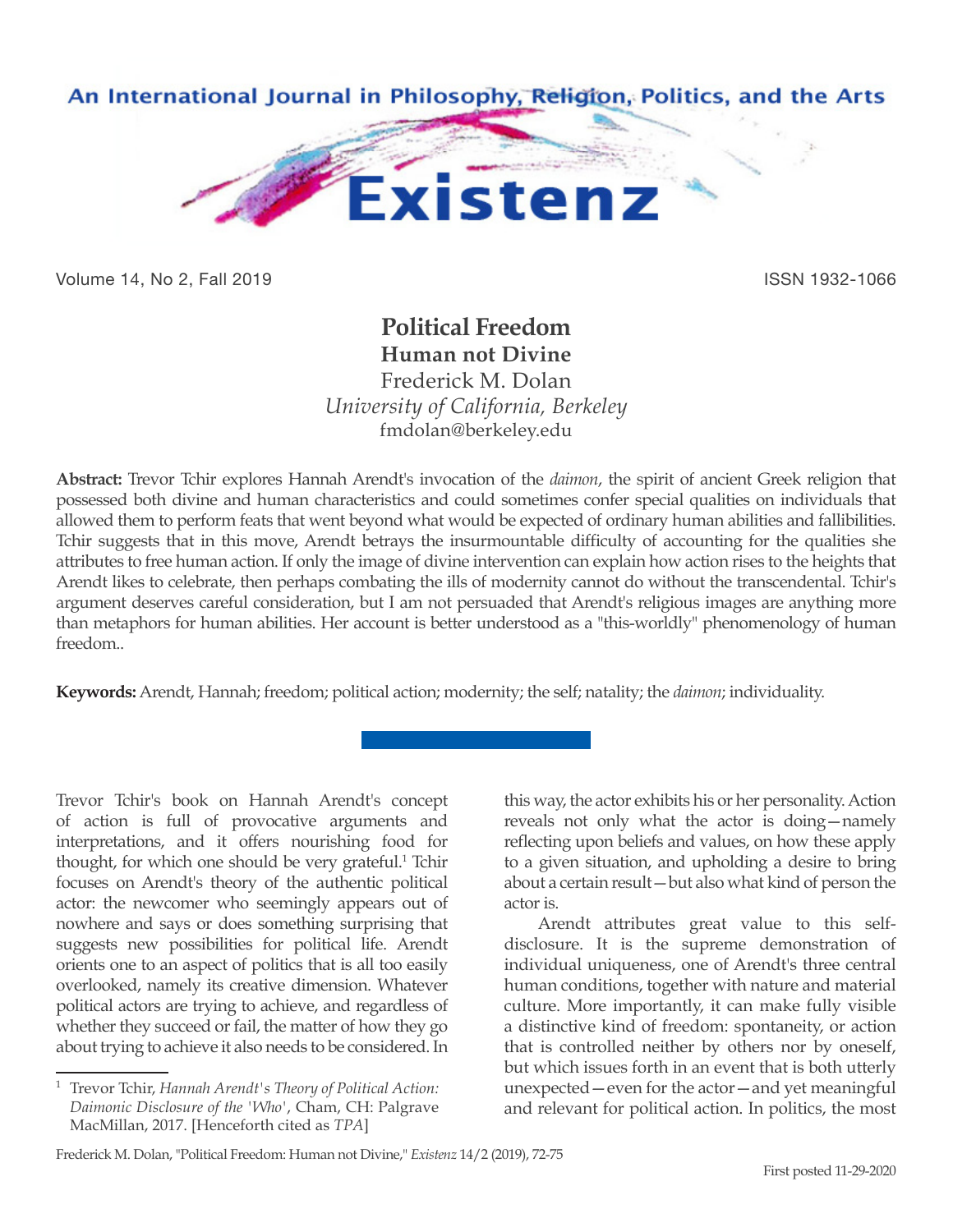# Political Freedom

## Human not Divine

Frederick M. Dolan

*University of California, Berkeley*

fmdolan@berkeley.edu

**Abstract:** Trevor Tchir explores Hannah Arendt's invocation of the *daimon*, the spirit of ancient Greek religion that possessed both divine and human characteristics and could sometimes confer special qualities on individuals that allowed them to perform feats that went beyond what would be expected of ordinary human abilities and fallibilities. Tchir suggests that in this move, Arendt betrays the insurmountable difficulty of accounting for the qualities she attributes to free human action. If only the image of divine intervention can explain how action rises to the heights that Arendt likes to celebrate, then perhaps combating the ills of modernity cannot do without the transcendental. Tchir's argument deserves careful consideration, but I am not persuaded that Arendt's religious images are anything more than metaphors for human abilities. Her account is better understood as a "this-worldly" phenomenology of human freedom..

**Keywords:** Arendt, Hannah; freedom; political action; modernity; the self; natality; the *daimon*; individuality.

---

Trevor Tchir's book on Hannah Arendt's concept of action is full of provocative arguments and interpretations, and it offers nourishing food for thought, for which one should be very grateful.[1] Tchir focuses on Arendt's theory of the authentic political actor: the newcomer who seemingly appears out of nowhere and says or does something surprising that suggests new possibilities for political life. Arendt orients one to an aspect of politics that is all too easily overlooked, namely its creative dimension. Whatever political actors are trying to achieve, and regardless of whether they succeed or fail, the matter of how they go about trying to achieve it also needs to be considered. In this way, the actor exhibits his or her personality. Action reveals not only what the actor is doing—namely reflecting upon beliefs and values, on how these apply to a given situation, and upholding a desire to bring about a certain result—but also what kind of person the actor is.

Arendt attributes great value to this self-disclosure. It is the supreme demonstration of individual uniqueness, one of Arendt's three central human conditions, together with nature and material culture. More importantly, it can make fully visible a distinctive kind of freedom: spontaneity, or action that is controlled neither by others nor by oneself, but which issues forth in an event that is both utterly unexpected—even for the actor—and yet meaningful and relevant for political action. In politics, the most

---

[1] Trevor Tchir, *Hannah Arendt's Theory of Political Action: Daimonic Disclosure of the 'Who'*, Cham, CH: Palgrave MacMillan, 2017. [Henceforth cited as *TPA*]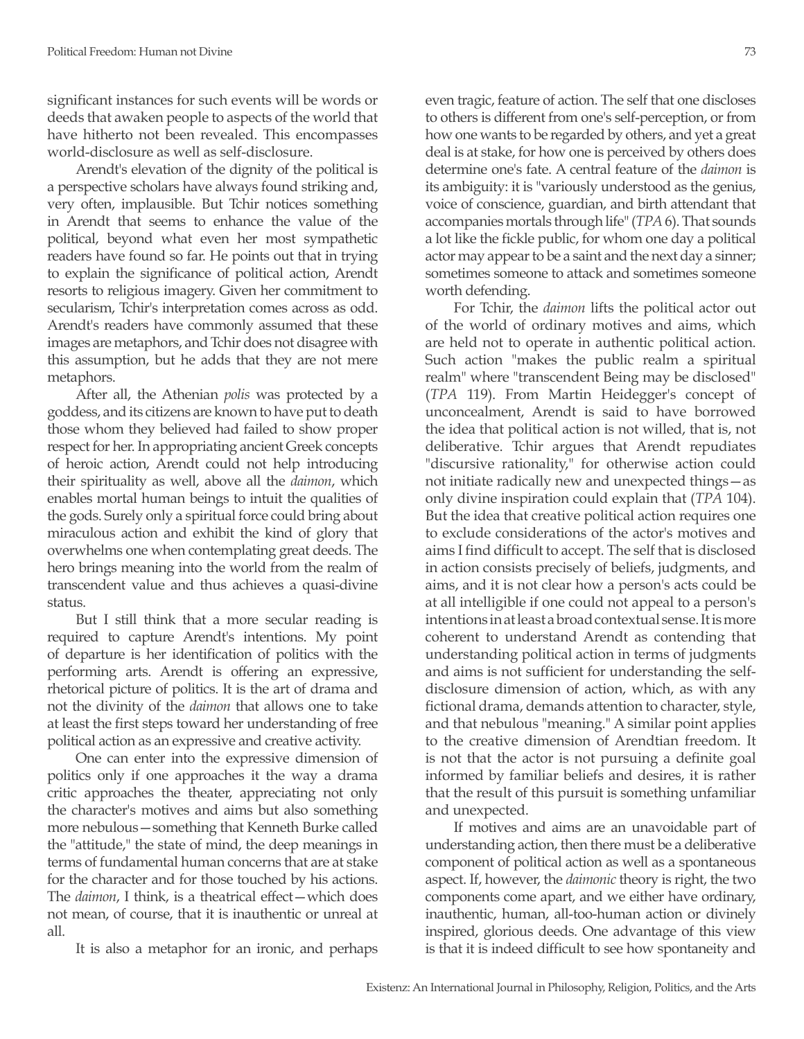significant instances for such events will be words or deeds that awaken people to aspects of the world that have hitherto not been revealed. This encompasses world-disclosure as well as self-disclosure.

Arendt's elevation of the dignity of the political is a perspective scholars have always found striking and, very often, implausible. But Tchir notices something in Arendt that seems to enhance the value of the political, beyond what even her most sympathetic readers have found so far. He points out that in trying to explain the significance of political action, Arendt resorts to religious imagery. Given her commitment to secularism, Tchir's interpretation comes across as odd. Arendt's readers have commonly assumed that these images are metaphors, and Tchir does not disagree with this assumption, but he adds that they are not mere metaphors.

After all, the Athenian *polis* was protected by a goddess, and its citizens are known to have put to death those whom they believed had failed to show proper respect for her. In appropriating ancient Greek concepts of heroic action, Arendt could not help introducing their spirituality as well, above all the *daimon*, which enables mortal human beings to intuit the qualities of the gods. Surely only a spiritual force could bring about miraculous action and exhibit the kind of glory that overwhelms one when contemplating great deeds. The hero brings meaning into the world from the realm of transcendent value and thus achieves a quasi-divine status.

But I still think that a more secular reading is required to capture Arendt's intentions. My point of departure is her identification of politics with the performing arts. Arendt is offering an expressive, rhetorical picture of politics. It is the art of drama and not the divinity of the *daimon* that allows one to take at least the first steps toward her understanding of free political action as an expressive and creative activity.

One can enter into the expressive dimension of politics only if one approaches it the way a drama critic approaches the theater, appreciating not only the character's motives and aims but also something more nebulous—something that Kenneth Burke called the "attitude," the state of mind, the deep meanings in terms of fundamental human concerns that are at stake for the character and for those touched by his actions. The *daimon*, I think, is a theatrical effect—which does not mean, of course, that it is inauthentic or unreal at all.

It is also a metaphor for an ironic, and perhaps even tragic, feature of action. The self that one discloses to others is different from one's self-perception, or from how one wants to be regarded by others, and yet a great deal is at stake, for how one is perceived by others does determine one's fate. A central feature of the *daimon* is its ambiguity: it is "variously understood as the genius, voice of conscience, guardian, and birth attendant that accompanies mortals through life" (*TPA* 6). That sounds a lot like the fickle public, for whom one day a political actor may appear to be a saint and the next day a sinner; sometimes someone to attack and sometimes someone worth defending.

For Tchir, the *daimon* lifts the political actor out of the world of ordinary motives and aims, which are held not to operate in authentic political action. Such action "makes the public realm a spiritual realm" where "transcendent Being may be disclosed" (*TPA* 119). From Martin Heidegger's concept of unconcealment, Arendt is said to have borrowed the idea that political action is not willed, that is, not deliberative. Tchir argues that Arendt repudiates "discursive rationality," for otherwise action could not initiate radically new and unexpected things—as only divine inspiration could explain that (*TPA* 104). But the idea that creative political action requires one to exclude considerations of the actor's motives and aims I find difficult to accept. The self that is disclosed in action consists precisely of beliefs, judgments, and aims, and it is not clear how a person's acts could be at all intelligible if one could not appeal to a person's intentions in at least a broad contextual sense. It is more coherent to understand Arendt as contending that understanding political action in terms of judgments and aims is not sufficient for understanding the self-disclosure dimension of action, which, as with any fictional drama, demands attention to character, style, and that nebulous "meaning." A similar point applies to the creative dimension of Arendtian freedom. It is not that the actor is not pursuing a definite goal informed by familiar beliefs and desires, it is rather that the result of this pursuit is something unfamiliar and unexpected.

If motives and aims are an unavoidable part of understanding action, then there must be a deliberative component of political action as well as a spontaneous aspect. If, however, the *daimonic* theory is right, the two components come apart, and we either have ordinary, inauthentic, human, all-too-human action or divinely inspired, glorious deeds. One advantage of this view is that it is indeed difficult to see how spontaneity and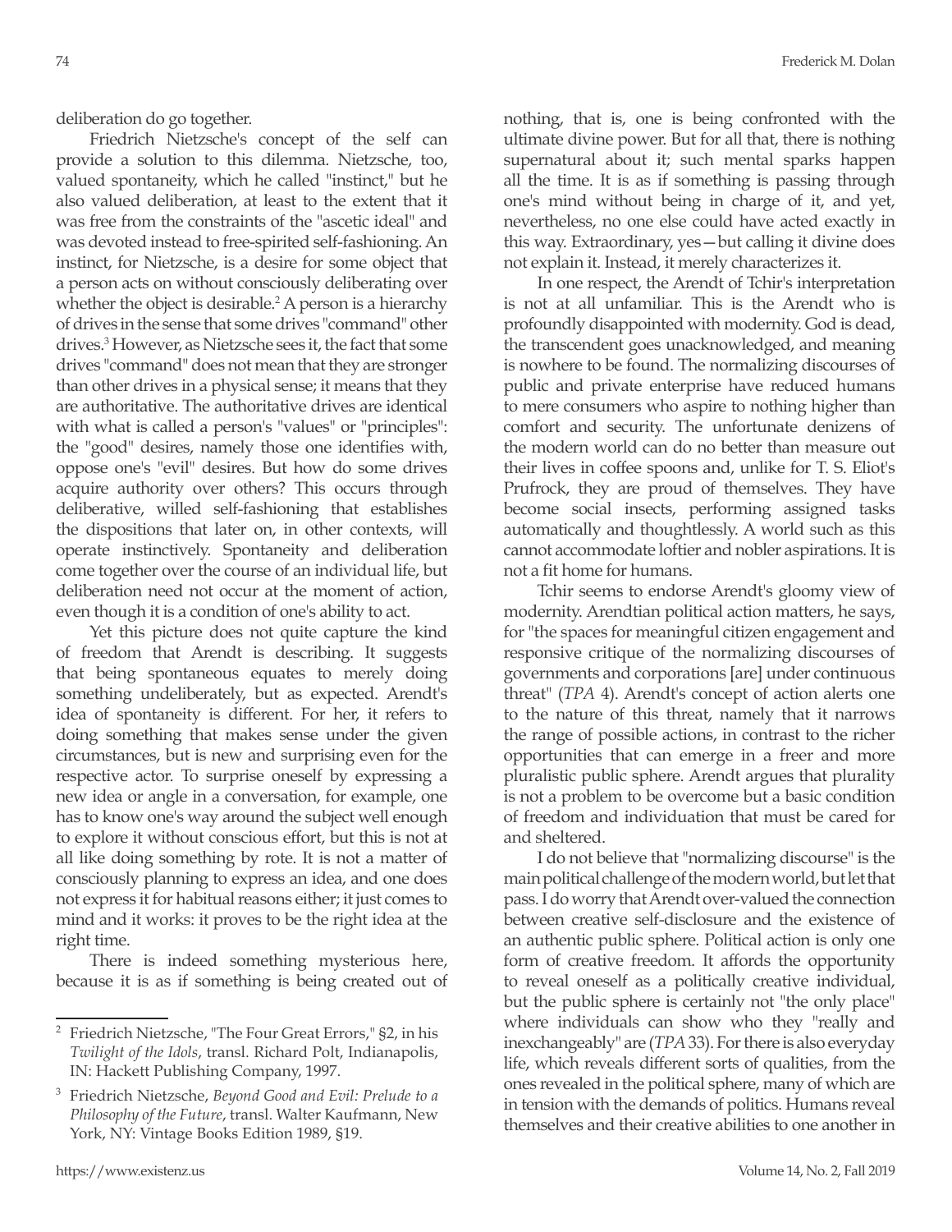deliberation do go together.

Friedrich Nietzsche's concept of the self can provide a solution to this dilemma. Nietzsche, too, valued spontaneity, which he called "instinct," but he also valued deliberation, at least to the extent that it was free from the constraints of the "ascetic ideal" and was devoted instead to free-spirited self-fashioning. An instinct, for Nietzsche, is a desire for some object that a person acts on without consciously deliberating over whether the object is desirable.[2] A person is a hierarchy of drives in the sense that some drives "command" other drives.[3] However, as Nietzsche sees it, the fact that some drives "command" does not mean that they are stronger than other drives in a physical sense; it means that they are authoritative. The authoritative drives are identical with what is called a person's "values" or "principles": the "good" desires, namely those one identifies with, oppose one's "evil" desires. But how do some drives acquire authority over others? This occurs through deliberative, willed self-fashioning that establishes the dispositions that later on, in other contexts, will operate instinctively. Spontaneity and deliberation come together over the course of an individual life, but deliberation need not occur at the moment of action, even though it is a condition of one's ability to act.

Yet this picture does not quite capture the kind of freedom that Arendt is describing. It suggests that being spontaneous equates to merely doing something undeliberately, but as expected. Arendt's idea of spontaneity is different. For her, it refers to doing something that makes sense under the given circumstances, but is new and surprising even for the respective actor. To surprise oneself by expressing a new idea or angle in a conversation, for example, one has to know one's way around the subject well enough to explore it without conscious effort, but this is not at all like doing something by rote. It is not a matter of consciously planning to express an idea, and one does not express it for habitual reasons either; it just comes to mind and it works: it proves to be the right idea at the right time.

There is indeed something mysterious here, because it is as if something is being created out of nothing, that is, one is being confronted with the ultimate divine power. But for all that, there is nothing supernatural about it; such mental sparks happen all the time. It is as if something is passing through one's mind without being in charge of it, and yet, nevertheless, no one else could have acted exactly in this way. Extraordinary, yes—but calling it divine does not explain it. Instead, it merely characterizes it.

In one respect, the Arendt of Tchir's interpretation is not at all unfamiliar. This is the Arendt who is profoundly disappointed with modernity. God is dead, the transcendent goes unacknowledged, and meaning is nowhere to be found. The normalizing discourses of public and private enterprise have reduced humans to mere consumers who aspire to nothing higher than comfort and security. The unfortunate denizens of the modern world can do no better than measure out their lives in coffee spoons and, unlike for T. S. Eliot's Prufrock, they are proud of themselves. They have become social insects, performing assigned tasks automatically and thoughtlessly. A world such as this cannot accommodate loftier and nobler aspirations. It is not a fit home for humans.

Tchir seems to endorse Arendt's gloomy view of modernity. Arendtian political action matters, he says, for "the spaces for meaningful citizen engagement and responsive critique of the normalizing discourses of governments and corporations [are] under continuous threat" (*TPA* 4). Arendt's concept of action alerts one to the nature of this threat, namely that it narrows the range of possible actions, in contrast to the richer opportunities that can emerge in a freer and more pluralistic public sphere. Arendt argues that plurality is not a problem to be overcome but a basic condition of freedom and individuation that must be cared for and sheltered.

I do not believe that "normalizing discourse" is the main political challenge of the modern world, but let that pass. I do worry that Arendt over-valued the connection between creative self-disclosure and the existence of an authentic public sphere. Political action is only one form of creative freedom. It affords the opportunity to reveal oneself as a politically creative individual, but the public sphere is certainly not "the only place" where individuals can show who they "really and inexchangeably" are (*TPA* 33). For there is also everyday life, which reveals different sorts of qualities, from the ones revealed in the political sphere, many of which are in tension with the demands of politics. Humans reveal themselves and their creative abilities to one another in

---

[2] Friedrich Nietzsche, "The Four Great Errors," §2, in his *Twilight of the Idols*, transl. Richard Polt, Indianapolis, IN: Hackett Publishing Company, 1997.

[3] Friedrich Nietzsche, *Beyond Good and Evil: Prelude to a Philosophy of the Future*, transl. Walter Kaufmann, New York, NY: Vintage Books Edition 1989, §19.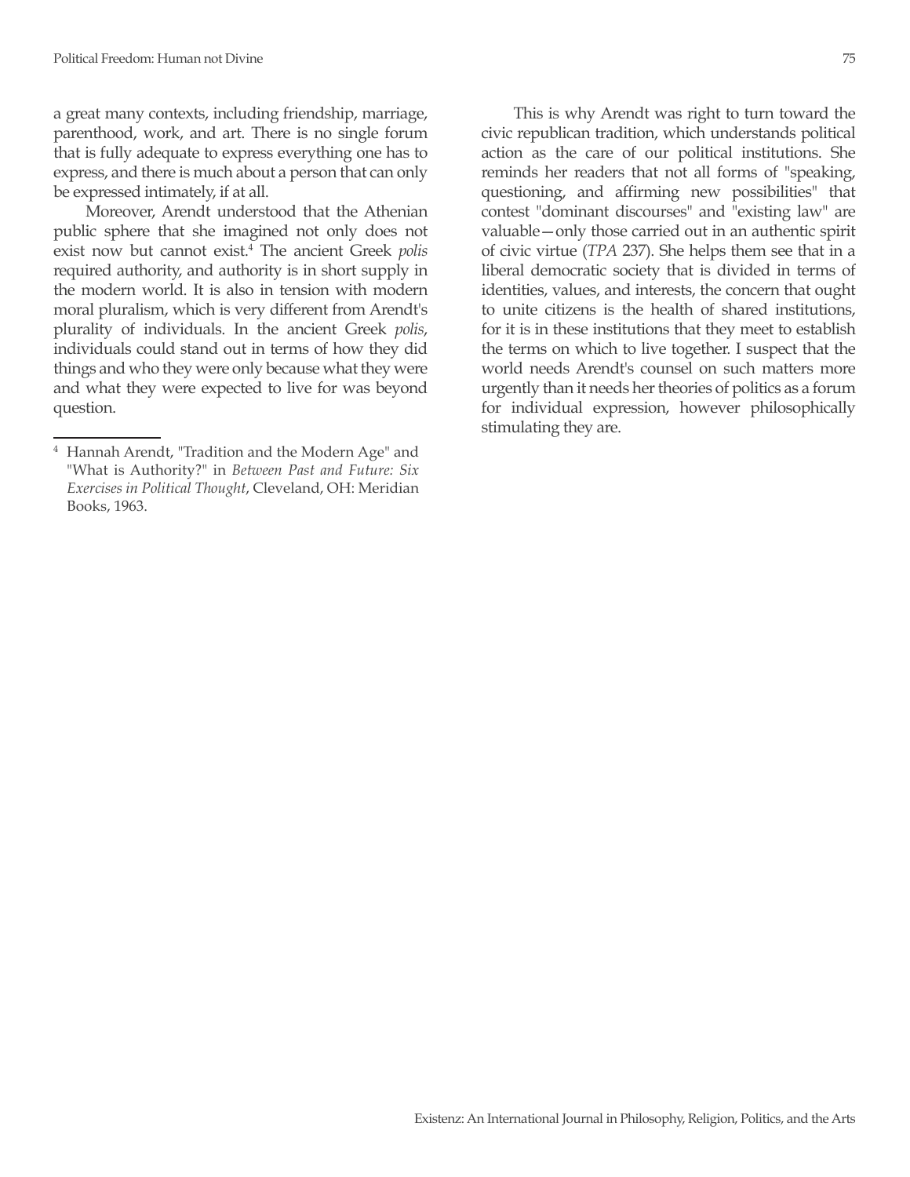a great many contexts, including friendship, marriage, parenthood, work, and art. There is no single forum that is fully adequate to express everything one has to express, and there is much about a person that can only be expressed intimately, if at all.

Moreover, Arendt understood that the Athenian public sphere that she imagined not only does not exist now but cannot exist.[4] The ancient Greek *polis* required authority, and authority is in short supply in the modern world. It is also in tension with modern moral pluralism, which is very different from Arendt's plurality of individuals. In the ancient Greek *polis*, individuals could stand out in terms of how they did things and who they were only because what they were and what they were expected to live for was beyond question.

This is why Arendt was right to turn toward the civic republican tradition, which understands political action as the care of our political institutions. She reminds her readers that not all forms of "speaking, questioning, and affirming new possibilities" that contest "dominant discourses" and "existing law" are valuable—only those carried out in an authentic spirit of civic virtue (*TPA* 237). She helps them see that in a liberal democratic society that is divided in terms of identities, values, and interests, the concern that ought to unite citizens is the health of shared institutions, for it is in these institutions that they meet to establish the terms on which to live together. I suspect that the world needs Arendt's counsel on such matters more urgently than it needs her theories of politics as a forum for individual expression, however philosophically stimulating they are.

---

[4] Hannah Arendt, "Tradition and the Modern Age" and "What is Authority?" in *Between Past and Future: Six Exercises in Political Thought*, Cleveland, OH: Meridian Books, 1963.